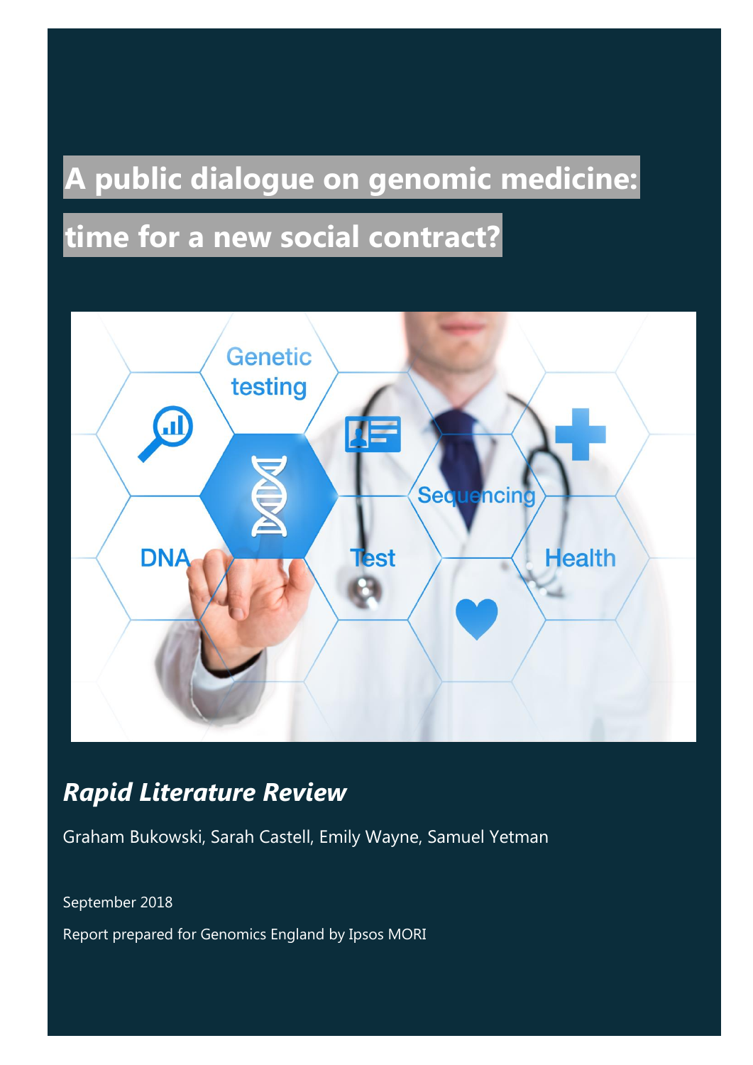# A public dialogue on genomic medicine: time for a new social contract?

## *Rapid Literature Review*

Graham Bukowski, Sarah Castell, Emily Wayne, Samuel Yetman

September 2018

Report prepared for Genomics England by Ipsos MORI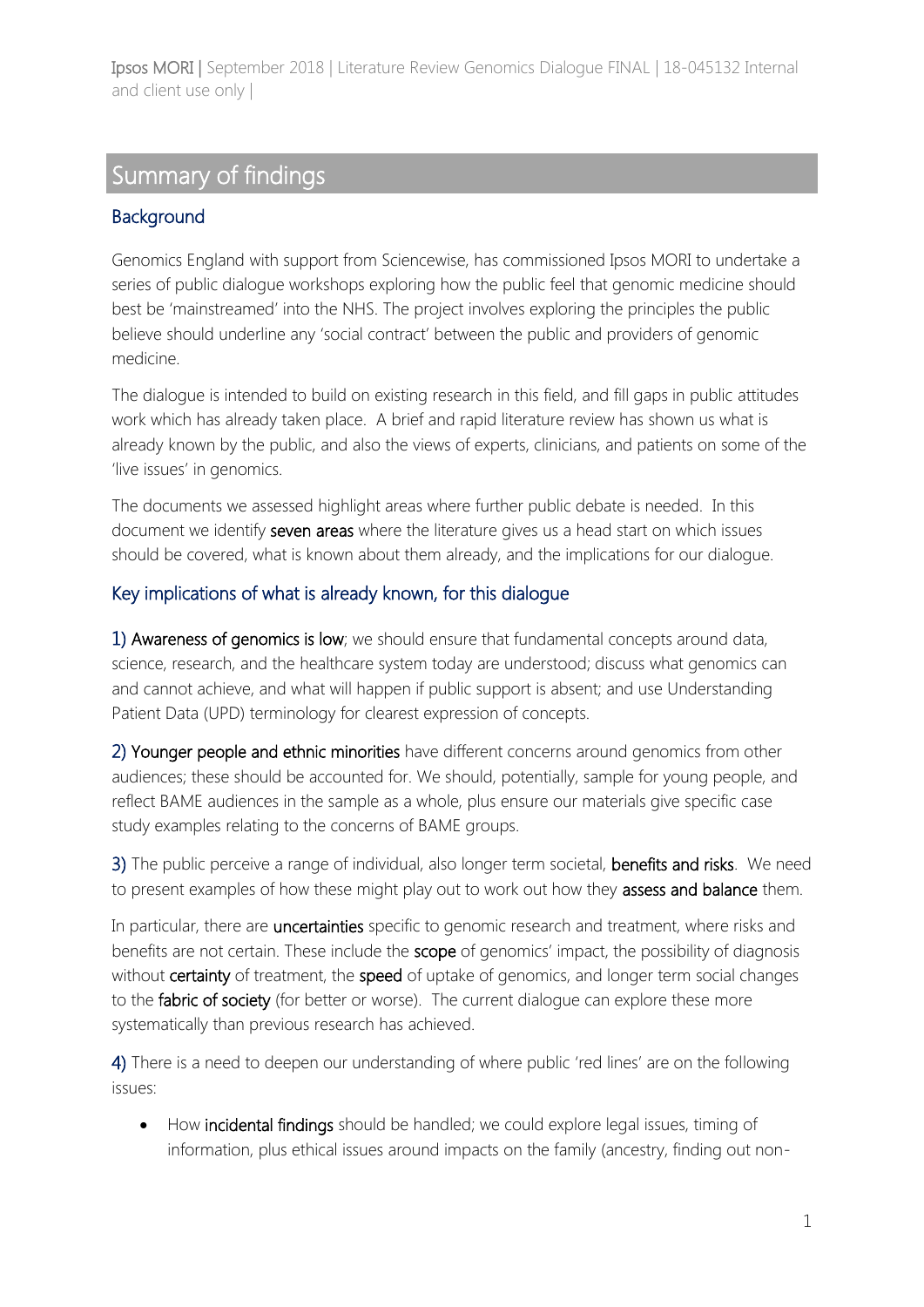## Summary of findings

### Background

Genomics England with support from Sciencewise, has commissioned Ipsos MORI to undertake a series of public dialogue workshops exploring how the public feel that genomic medicine should best be 'mainstreamed' into the NHS. The project involves exploring the principles the public believe should underline any 'social contract' between the public and providers of genomic medicine.

The dialogue is intended to build on existing research in this field, and fill gaps in public attitudes work which has already taken place. A brief and rapid literature review has shown us what is already known by the public, and also the views of experts, clinicians, and patients on some of the 'live issues' in genomics.

The documents we assessed highlight areas where further public debate is needed. In this document we identify **seven areas** where the literature gives us a head start on which issues should be covered, what is known about them already, and the implications for our dialogue.

### Key implications of what is already known, for this dialogue

1) **Awareness of genomics is low**; we should ensure that fundamental concepts around data, science, research, and the healthcare system today are understood; discuss what genomics can and cannot achieve, and what will happen if public support is absent; and use Understanding Patient Data (UPD) terminology for clearest expression of concepts.

2) **Younger people and ethnic minorities** have different concerns around genomics from other audiences; these should be accounted for. We should, potentially, sample for young people, and reflect BAME audiences in the sample as a whole, plus ensure our materials give specific case study examples relating to the concerns of BAME groups.

3) The public perceive a range of individual, also longer term societal, **benefits and risks**. We need to present examples of how these might play out to work out how they **assess and balance** them.

In particular, there are **uncertainties** specific to genomic research and treatment, where risks and benefits are not certain. These include the **scope** of genomics' impact, the possibility of diagnosis without **certainty** of treatment, the **speed** of uptake of genomics, and longer term social changes to the **fabric of society** (for better or worse). The current dialogue can explore these more systematically than previous research has achieved.

4) There is a need to deepen our understanding of where public 'red lines' are on the following issues:

- How **incidental findings** should be handled; we could explore legal issues, timing of information, plus ethical issues around impacts on the family (ancestry, finding out non-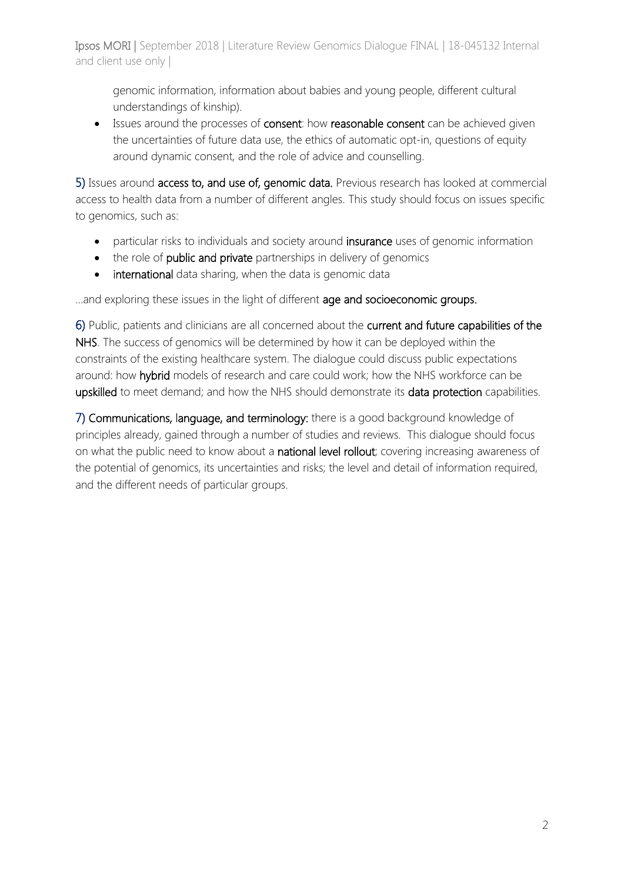genomic information, information about babies and young people, different cultural understandings of kinship).

- Issues around the processes of **consent**: how **reasonable consent** can be achieved given the uncertainties of future data use, the ethics of automatic opt-in, questions of equity around dynamic consent, and the role of advice and counselling.

5) Issues around **access to, and use of, genomic data.** Previous research has looked at commercial access to health data from a number of different angles. This study should focus on issues specific to genomics, such as:

- particular risks to individuals and society around **insurance** uses of genomic information
- the role of **public and private** partnerships in delivery of genomics
- **international** data sharing, when the data is genomic data

…and exploring these issues in the light of different **age and socioeconomic groups.**

6) Public, patients and clinicians are all concerned about the **current and future capabilities of the NHS**. The success of genomics will be determined by how it can be deployed within the constraints of the existing healthcare system. The dialogue could discuss public expectations around: how **hybrid** models of research and care could work; how the NHS workforce can be **upskilled** to meet demand; and how the NHS should demonstrate its **data protection** capabilities.

7) **Communications, language, and terminology:** there is a good background knowledge of principles already, gained through a number of studies and reviews. This dialogue should focus on what the public need to know about a **national level rollout**; covering increasing awareness of the potential of genomics, its uncertainties and risks; the level and detail of information required, and the different needs of particular groups.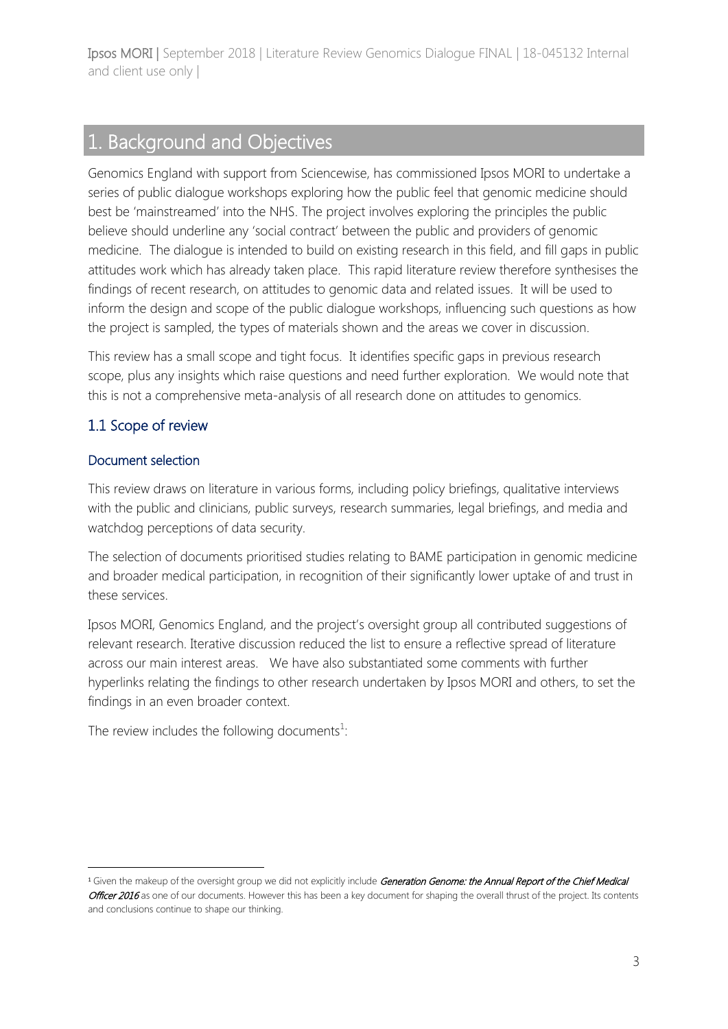# 1. Background and Objectives

Genomics England with support from Sciencewise, has commissioned Ipsos MORI to undertake a series of public dialogue workshops exploring how the public feel that genomic medicine should best be 'mainstreamed' into the NHS. The project involves exploring the principles the public believe should underline any 'social contract' between the public and providers of genomic medicine. The dialogue is intended to build on existing research in this field, and fill gaps in public attitudes work which has already taken place. This rapid literature review therefore synthesises the findings of recent research, on attitudes to genomic data and related issues. It will be used to inform the design and scope of the public dialogue workshops, influencing such questions as how the project is sampled, the types of materials shown and the areas we cover in discussion.

This review has a small scope and tight focus. It identifies specific gaps in previous research scope, plus any insights which raise questions and need further exploration. We would note that this is not a comprehensive meta-analysis of all research done on attitudes to genomics.

## 1.1 Scope of review

### Document selection

This review draws on literature in various forms, including policy briefings, qualitative interviews with the public and clinicians, public surveys, research summaries, legal briefings, and media and watchdog perceptions of data security.

The selection of documents prioritised studies relating to BAME participation in genomic medicine and broader medical participation, in recognition of their significantly lower uptake of and trust in these services.

Ipsos MORI, Genomics England, and the project's oversight group all contributed suggestions of relevant research. Iterative discussion reduced the list to ensure a reflective spread of literature across our main interest areas. We have also substantiated some comments with further hyperlinks relating the findings to other research undertaken by Ipsos MORI and others, to set the findings in an even broader context.

The review includes the following documents[1]:

[1] Given the makeup of the oversight group we did not explicitly include *Generation Genome: the Annual Report of the Chief Medical Officer 2016* as one of our documents. However this has been a key document for shaping the overall thrust of the project. Its contents and conclusions continue to shape our thinking.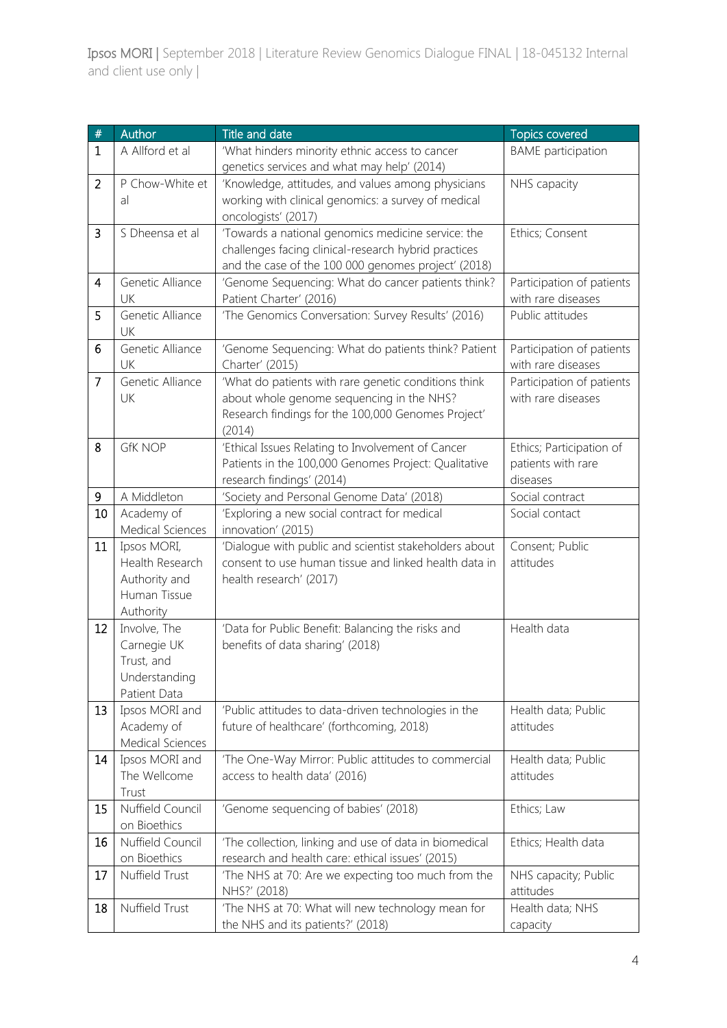| # | Author | Title and date | Topics covered |
|---|---|---|---|
| 1 | A Allford et al | 'What hinders minority ethnic access to cancer genetics services and what may help' (2014) | BAME participation |
| 2 | P Chow-White et al | 'Knowledge, attitudes, and values among physicians working with clinical genomics: a survey of medical oncologists' (2017) | NHS capacity |
| 3 | S Dheensa et al | 'Towards a national genomics medicine service: the challenges facing clinical-research hybrid practices and the case of the 100 000 genomes project' (2018) | Ethics; Consent |
| 4 | Genetic Alliance UK | 'Genome Sequencing: What do cancer patients think? Patient Charter' (2016) | Participation of patients with rare diseases |
| 5 | Genetic Alliance UK | 'The Genomics Conversation: Survey Results' (2016) | Public attitudes |
| 6 | Genetic Alliance UK | 'Genome Sequencing: What do patients think? Patient Charter' (2015) | Participation of patients with rare diseases |
| 7 | Genetic Alliance UK | 'What do patients with rare genetic conditions think about whole genome sequencing in the NHS? Research findings for the 100,000 Genomes Project' (2014) | Participation of patients with rare diseases |
| 8 | GfK NOP | 'Ethical Issues Relating to Involvement of Cancer Patients in the 100,000 Genomes Project: Qualitative research findings' (2014) | Ethics; Participation of patients with rare diseases |
| 9 | A Middleton | 'Society and Personal Genome Data' (2018) | Social contract |
| 10 | Academy of Medical Sciences | 'Exploring a new social contract for medical innovation' (2015) | Social contact |
| 11 | Ipsos MORI, Health Research Authority and Human Tissue Authority | 'Dialogue with public and scientist stakeholders about consent to use human tissue and linked health data in health research' (2017) | Consent; Public attitudes |
| 12 | Involve, The Carnegie UK Trust, and Understanding Patient Data | 'Data for Public Benefit: Balancing the risks and benefits of data sharing' (2018) | Health data |
| 13 | Ipsos MORI and Academy of Medical Sciences | 'Public attitudes to data-driven technologies in the future of healthcare' (forthcoming, 2018) | Health data; Public attitudes |
| 14 | Ipsos MORI and The Wellcome Trust | 'The One-Way Mirror: Public attitudes to commercial access to health data' (2016) | Health data; Public attitudes |
| 15 | Nuffield Council on Bioethics | 'Genome sequencing of babies' (2018) | Ethics; Law |
| 16 | Nuffield Council on Bioethics | 'The collection, linking and use of data in biomedical research and health care: ethical issues' (2015) | Ethics; Health data |
| 17 | Nuffield Trust | 'The NHS at 70: Are we expecting too much from the NHS?' (2018) | NHS capacity; Public attitudes |
| 18 | Nuffield Trust | 'The NHS at 70: What will new technology mean for the NHS and its patients?' (2018) | Health data; NHS capacity |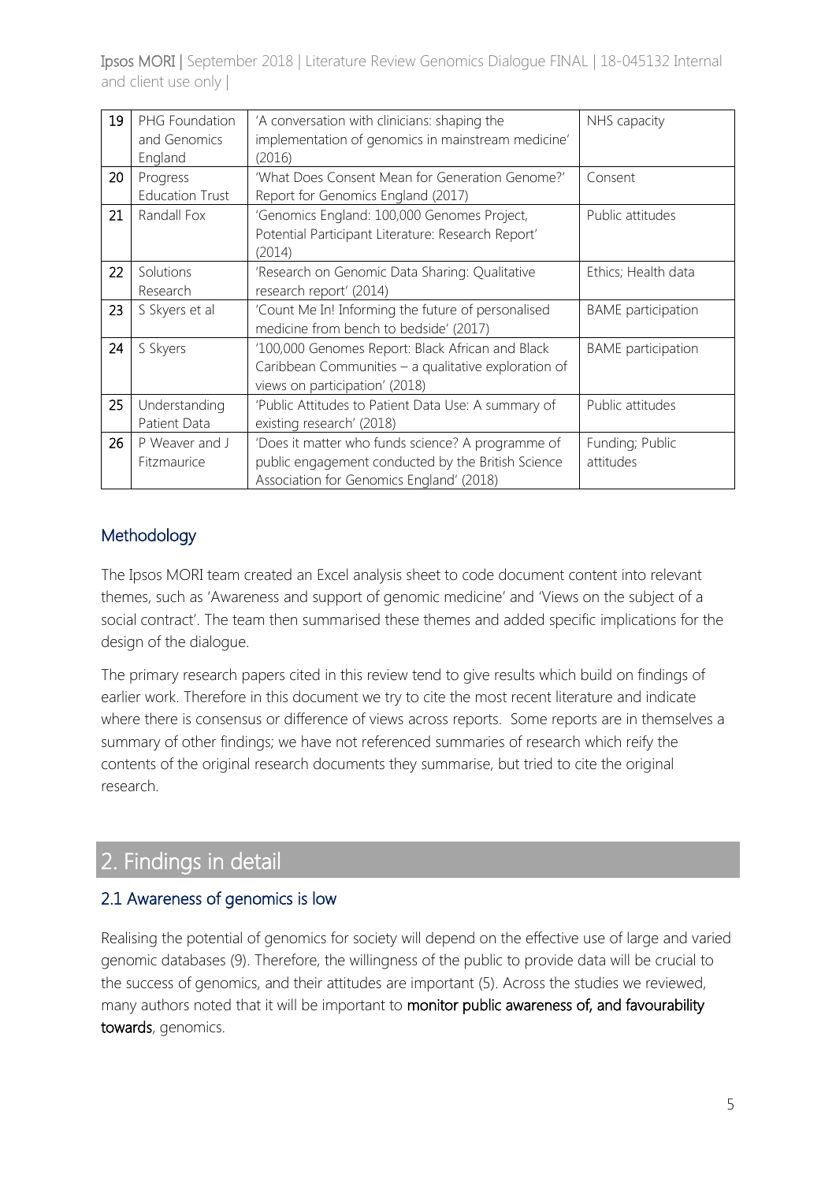| 19 | PHG Foundation and Genomics England | 'A conversation with clinicians: shaping the implementation of genomics in mainstream medicine' (2016) | NHS capacity |
|---|---|---|---|
| 20 | Progress Education Trust | 'What Does Consent Mean for Generation Genome?' Report for Genomics England (2017) | Consent |
| 21 | Randall Fox | 'Genomics England: 100,000 Genomes Project, Potential Participant Literature: Research Report' (2014) | Public attitudes |
| 22 | Solutions Research | 'Research on Genomic Data Sharing: Qualitative research report' (2014) | Ethics; Health data |
| 23 | S Skyers et al | 'Count Me In! Informing the future of personalised medicine from bench to bedside' (2017) | BAME participation |
| 24 | S Skyers | '100,000 Genomes Report: Black African and Black Caribbean Communities – a qualitative exploration of views on participation' (2018) | BAME participation |
| 25 | Understanding Patient Data | 'Public Attitudes to Patient Data Use: A summary of existing research' (2018) | Public attitudes |
| 26 | P Weaver and J Fitzmaurice | 'Does it matter who funds science? A programme of public engagement conducted by the British Science Association for Genomics England' (2018) | Funding; Public attitudes |

### Methodology

The Ipsos MORI team created an Excel analysis sheet to code document content into relevant themes, such as 'Awareness and support of genomic medicine' and 'Views on the subject of a social contract'. The team then summarised these themes and added specific implications for the design of the dialogue.

The primary research papers cited in this review tend to give results which build on findings of earlier work. Therefore in this document we try to cite the most recent literature and indicate where there is consensus or difference of views across reports. Some reports are in themselves a summary of other findings; we have not referenced summaries of research which reify the contents of the original research documents they summarise, but tried to cite the original research.

## 2. Findings in detail

### 2.1 Awareness of genomics is low

Realising the potential of genomics for society will depend on the effective use of large and varied genomic databases (9). Therefore, the willingness of the public to provide data will be crucial to the success of genomics, and their attitudes are important (5). Across the studies we reviewed, many authors noted that it will be important to **monitor public awareness of, and favourability towards**, genomics.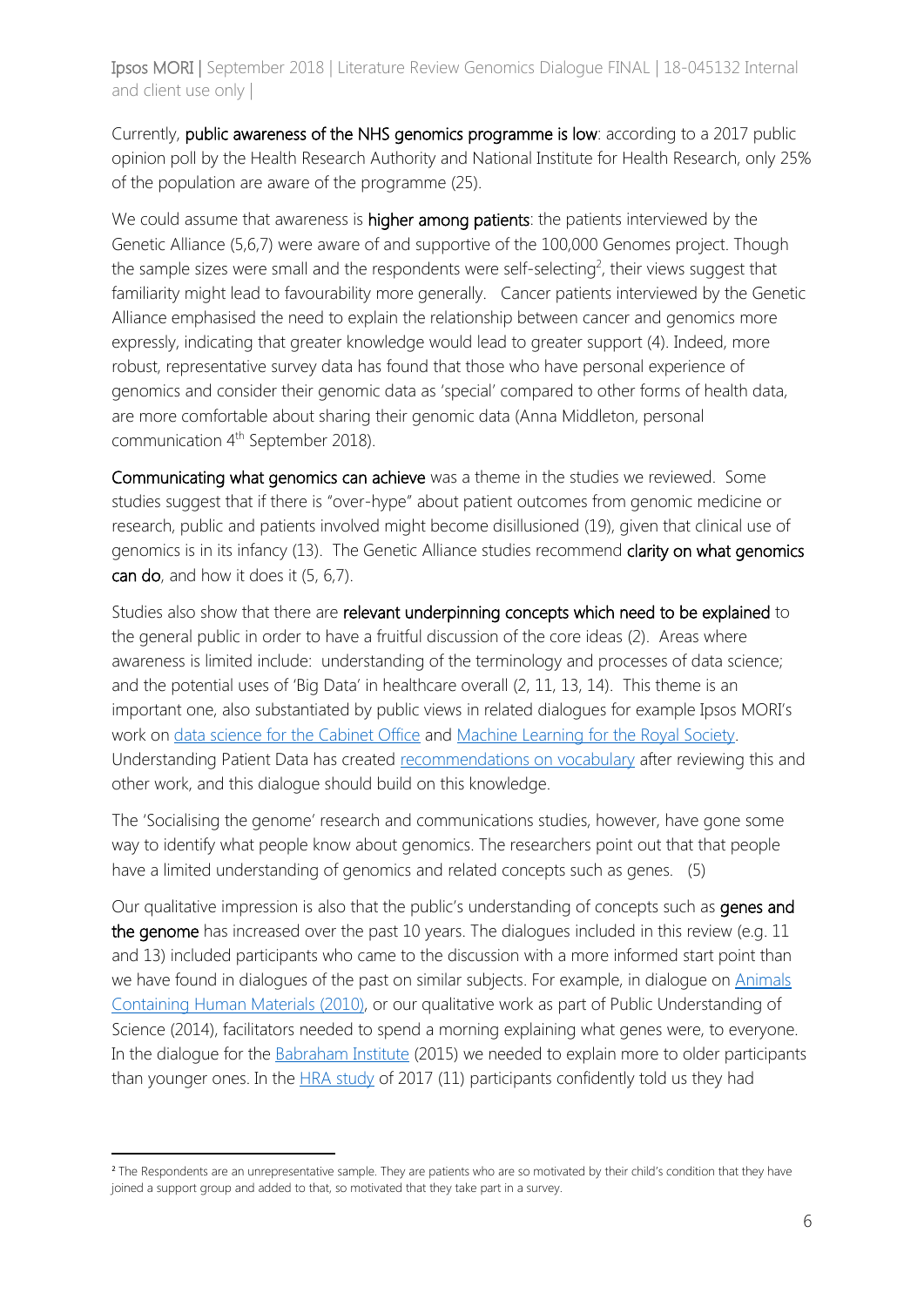Currently, **public awareness of the NHS genomics programme is low**: according to a 2017 public opinion poll by the Health Research Authority and National Institute for Health Research, only 25% of the population are aware of the programme (25).

We could assume that awareness is **higher among patients**: the patients interviewed by the Genetic Alliance (5,6,7) were aware of and supportive of the 100,000 Genomes project. Though the sample sizes were small and the respondents were self-selecting[2], their views suggest that familiarity might lead to favourability more generally. Cancer patients interviewed by the Genetic Alliance emphasised the need to explain the relationship between cancer and genomics more expressly, indicating that greater knowledge would lead to greater support (4). Indeed, more robust, representative survey data has found that those who have personal experience of genomics and consider their genomic data as 'special' compared to other forms of health data, are more comfortable about sharing their genomic data (Anna Middleton, personal communication 4th September 2018).

**Communicating what genomics can achieve** was a theme in the studies we reviewed. Some studies suggest that if there is "over-hype" about patient outcomes from genomic medicine or research, public and patients involved might become disillusioned (19), given that clinical use of genomics is in its infancy (13). The Genetic Alliance studies recommend **clarity on what genomics can do**, and how it does it (5, 6,7).

Studies also show that there are **relevant underpinning concepts which need to be explained** to the general public in order to have a fruitful discussion of the core ideas (2). Areas where awareness is limited include: understanding of the terminology and processes of data science; and the potential uses of 'Big Data' in healthcare overall (2, 11, 13, 14). This theme is an important one, also substantiated by public views in related dialogues for example Ipsos MORI's work on data science for the Cabinet Office and Machine Learning for the Royal Society. Understanding Patient Data has created recommendations on vocabulary after reviewing this and other work, and this dialogue should build on this knowledge.

The 'Socialising the genome' research and communications studies, however, have gone some way to identify what people know about genomics. The researchers point out that that people have a limited understanding of genomics and related concepts such as genes. (5)

Our qualitative impression is also that the public's understanding of concepts such as **genes and the genome** has increased over the past 10 years. The dialogues included in this review (e.g. 11 and 13) included participants who came to the discussion with a more informed start point than we have found in dialogues of the past on similar subjects. For example, in dialogue on Animals Containing Human Materials (2010), or our qualitative work as part of Public Understanding of Science (2014), facilitators needed to spend a morning explaining what genes were, to everyone. In the dialogue for the Babraham Institute (2015) we needed to explain more to older participants than younger ones. In the HRA study of 2017 (11) participants confidently told us they had

[2] The Respondents are an unrepresentative sample. They are patients who are so motivated by their child's condition that they have joined a support group and added to that, so motivated that they take part in a survey.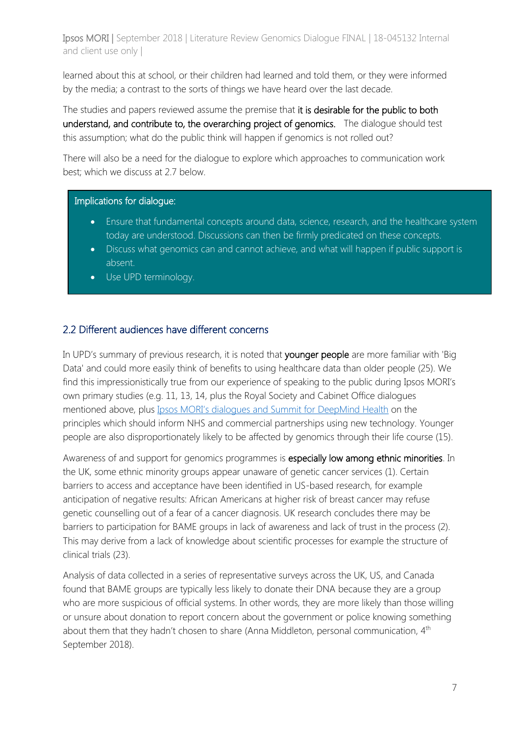learned about this at school, or their children had learned and told them, or they were informed by the media; a contrast to the sorts of things we have heard over the last decade.

The studies and papers reviewed assume the premise that **it is desirable for the public to both understand, and contribute to, the overarching project of genomics.** The dialogue should test this assumption; what do the public think will happen if genomics is not rolled out?

There will also be a need for the dialogue to explore which approaches to communication work best; which we discuss at 2.7 below.

> Implications for dialogue:
>
> - Ensure that fundamental concepts around data, science, research, and the healthcare system today are understood. Discussions can then be firmly predicated on these concepts.
> - Discuss what genomics can and cannot achieve, and what will happen if public support is absent.
> - Use UPD terminology.

## 2.2 Different audiences have different concerns

In UPD's summary of previous research, it is noted that **younger people** are more familiar with 'Big Data' and could more easily think of benefits to using healthcare data than older people (25). We find this impressionistically true from our experience of speaking to the public during Ipsos MORI's own primary studies (e.g. 11, 13, 14, plus the Royal Society and Cabinet Office dialogues mentioned above, plus [Ipsos MORI's dialogues and Summit for DeepMind Health]() on the principles which should inform NHS and commercial partnerships using new technology. Younger people are also disproportionately likely to be affected by genomics through their life course (15).

Awareness of and support for genomics programmes is **especially low among ethnic minorities**. In the UK, some ethnic minority groups appear unaware of genetic cancer services (1). Certain barriers to access and acceptance have been identified in US-based research, for example anticipation of negative results: African Americans at higher risk of breast cancer may refuse genetic counselling out of a fear of a cancer diagnosis. UK research concludes there may be barriers to participation for BAME groups in lack of awareness and lack of trust in the process (2). This may derive from a lack of knowledge about scientific processes for example the structure of clinical trials (23).

Analysis of data collected in a series of representative surveys across the UK, US, and Canada found that BAME groups are typically less likely to donate their DNA because they are a group who are more suspicious of official systems. In other words, they are more likely than those willing or unsure about donation to report concern about the government or police knowing something about them that they hadn't chosen to share (Anna Middleton, personal communication, 4th September 2018).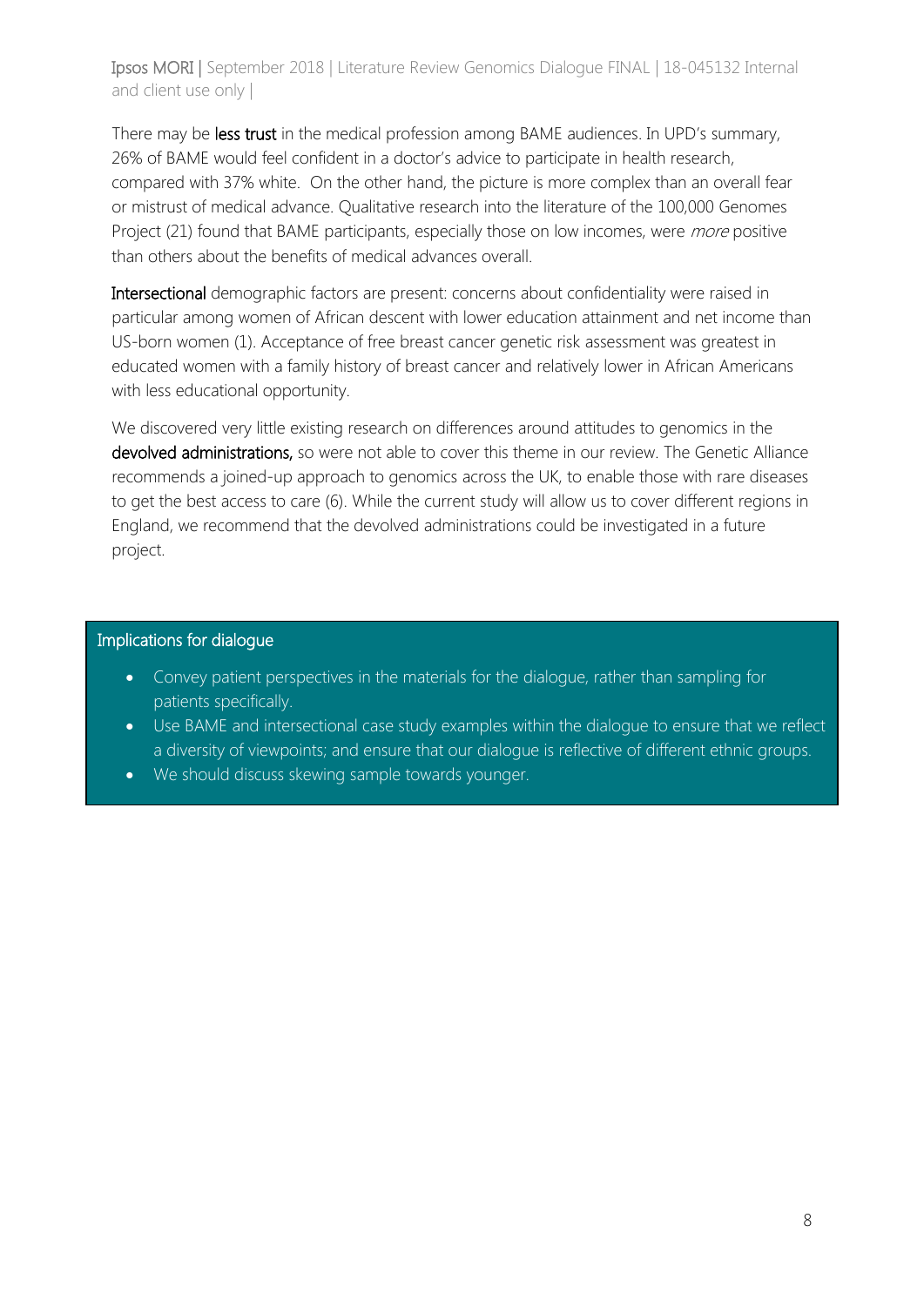There may be **less trust** in the medical profession among BAME audiences. In UPD's summary, 26% of BAME would feel confident in a doctor's advice to participate in health research, compared with 37% white. On the other hand, the picture is more complex than an overall fear or mistrust of medical advance. Qualitative research into the literature of the 100,000 Genomes Project (21) found that BAME participants, especially those on low incomes, were *more* positive than others about the benefits of medical advances overall.

**Intersectional** demographic factors are present: concerns about confidentiality were raised in particular among women of African descent with lower education attainment and net income than US-born women (1). Acceptance of free breast cancer genetic risk assessment was greatest in educated women with a family history of breast cancer and relatively lower in African Americans with less educational opportunity.

We discovered very little existing research on differences around attitudes to genomics in the **devolved administrations,** so were not able to cover this theme in our review. The Genetic Alliance recommends a joined-up approach to genomics across the UK, to enable those with rare diseases to get the best access to care (6). While the current study will allow us to cover different regions in England, we recommend that the devolved administrations could be investigated in a future project.

### Implications for dialogue

- Convey patient perspectives in the materials for the dialogue, rather than sampling for patients specifically.
- Use BAME and intersectional case study examples within the dialogue to ensure that we reflect a diversity of viewpoints; and ensure that our dialogue is reflective of different ethnic groups.
- We should discuss skewing sample towards younger.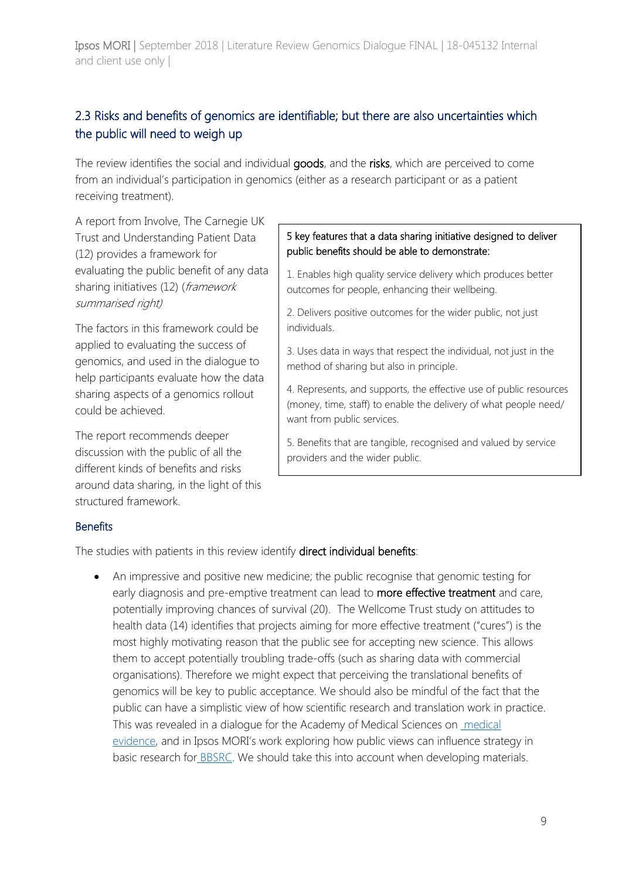## 2.3 Risks and benefits of genomics are identifiable; but there are also uncertainties which the public will need to weigh up

The review identifies the social and individual **goods**, and the **risks**, which are perceived to come from an individual's participation in genomics (either as a research participant or as a patient receiving treatment).

A report from Involve, The Carnegie UK Trust and Understanding Patient Data (12) provides a framework for evaluating the public benefit of any data sharing initiatives (12) (*framework summarised right)*

The factors in this framework could be applied to evaluating the success of genomics, and used in the dialogue to help participants evaluate how the data sharing aspects of a genomics rollout could be achieved.

The report recommends deeper discussion with the public of all the different kinds of benefits and risks around data sharing, in the light of this structured framework.

> 5 key features that a data sharing initiative designed to deliver public benefits should be able to demonstrate:
>
> 1. Enables high quality service delivery which produces better outcomes for people, enhancing their wellbeing.
>
> 2. Delivers positive outcomes for the wider public, not just individuals.
>
> 3. Uses data in ways that respect the individual, not just in the method of sharing but also in principle.
>
> 4. Represents, and supports, the effective use of public resources (money, time, staff) to enable the delivery of what people need/ want from public services.
>
> 5. Benefits that are tangible, recognised and valued by service providers and the wider public.

### Benefits

The studies with patients in this review identify **direct individual benefits**:

- An impressive and positive new medicine; the public recognise that genomic testing for early diagnosis and pre-emptive treatment can lead to **more effective treatment** and care, potentially improving chances of survival (20). The Wellcome Trust study on attitudes to health data (14) identifies that projects aiming for more effective treatment ("cures") is the most highly motivating reason that the public see for accepting new science. This allows them to accept potentially troubling trade-offs (such as sharing data with commercial organisations). Therefore we might expect that perceiving the translational benefits of genomics will be key to public acceptance. We should also be mindful of the fact that the public can have a simplistic view of how scientific research and translation work in practice. This was revealed in a dialogue for the Academy of Medical Sciences on medical evidence, and in Ipsos MORI's work exploring how public views can influence strategy in basic research for BBSRC. We should take this into account when developing materials.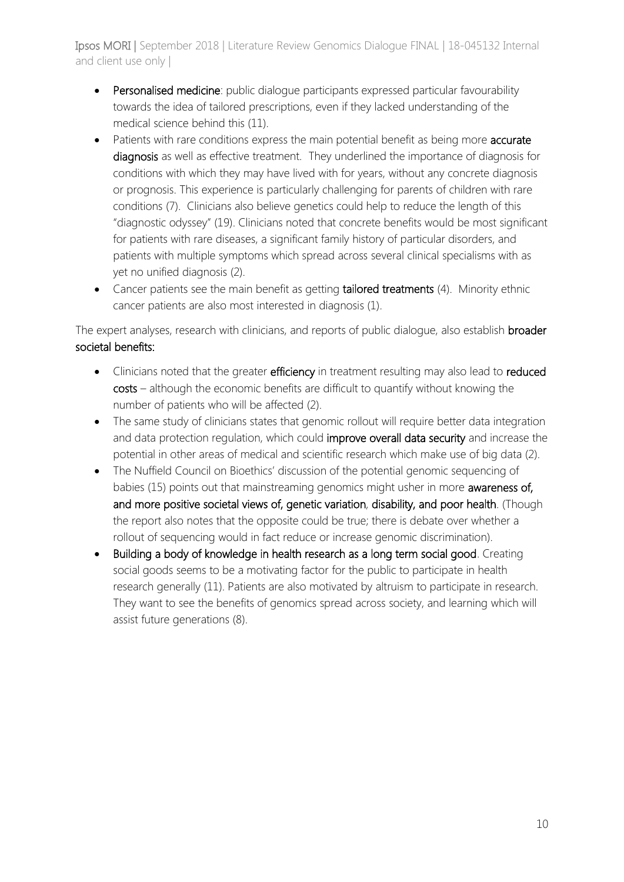- **Personalised medicine**: public dialogue participants expressed particular favourability towards the idea of tailored prescriptions, even if they lacked understanding of the medical science behind this (11).
- Patients with rare conditions express the main potential benefit as being more **accurate diagnosis** as well as effective treatment. They underlined the importance of diagnosis for conditions with which they may have lived with for years, without any concrete diagnosis or prognosis. This experience is particularly challenging for parents of children with rare conditions (7). Clinicians also believe genetics could help to reduce the length of this "diagnostic odyssey" (19). Clinicians noted that concrete benefits would be most significant for patients with rare diseases, a significant family history of particular disorders, and patients with multiple symptoms which spread across several clinical specialisms with as yet no unified diagnosis (2).
- Cancer patients see the main benefit as getting **tailored treatments** (4). Minority ethnic cancer patients are also most interested in diagnosis (1).

The expert analyses, research with clinicians, and reports of public dialogue, also establish **broader societal benefits:**

- Clinicians noted that the greater **efficiency** in treatment resulting may also lead to **reduced costs** – although the economic benefits are difficult to quantify without knowing the number of patients who will be affected (2).
- The same study of clinicians states that genomic rollout will require better data integration and data protection regulation, which could **improve overall data security** and increase the potential in other areas of medical and scientific research which make use of big data (2).
- The Nuffield Council on Bioethics' discussion of the potential genomic sequencing of babies (15) points out that mainstreaming genomics might usher in more **awareness of, and more positive societal views of, genetic variation**, **disability, and poor health**. (Though the report also notes that the opposite could be true; there is debate over whether a rollout of sequencing would in fact reduce or increase genomic discrimination).
- **Building a body of knowledge in health research as a long term social good**. Creating social goods seems to be a motivating factor for the public to participate in health research generally (11). Patients are also motivated by altruism to participate in research. They want to see the benefits of genomics spread across society, and learning which will assist future generations (8).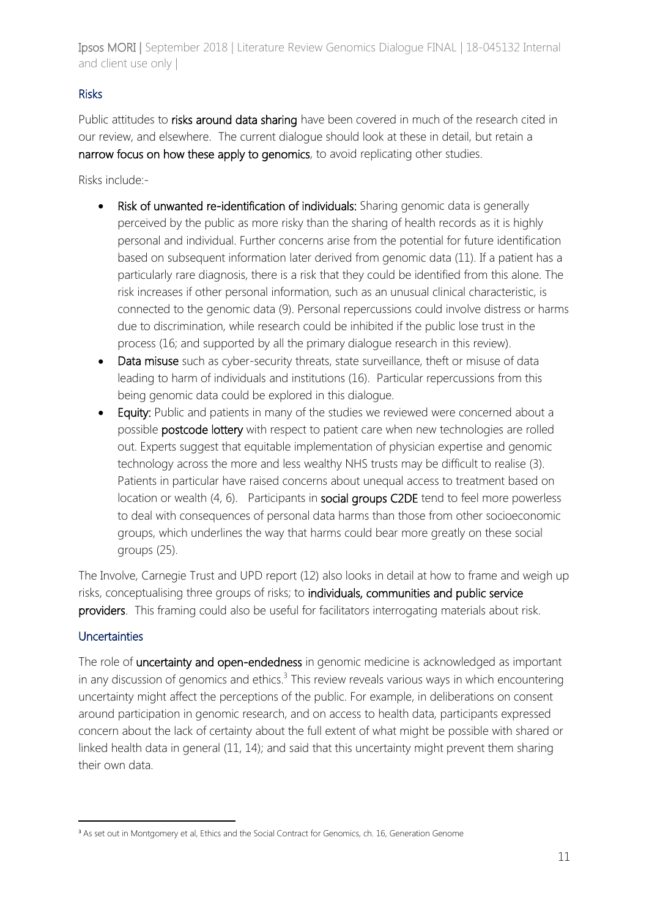## Risks

Public attitudes to **risks around data sharing** have been covered in much of the research cited in our review, and elsewhere. The current dialogue should look at these in detail, but retain a **narrow focus on how these apply to genomics**, to avoid replicating other studies.

Risks include:-

- **Risk of unwanted re-identification of individuals:** Sharing genomic data is generally perceived by the public as more risky than the sharing of health records as it is highly personal and individual. Further concerns arise from the potential for future identification based on subsequent information later derived from genomic data (11). If a patient has a particularly rare diagnosis, there is a risk that they could be identified from this alone. The risk increases if other personal information, such as an unusual clinical characteristic, is connected to the genomic data (9). Personal repercussions could involve distress or harms due to discrimination, while research could be inhibited if the public lose trust in the process (16; and supported by all the primary dialogue research in this review).
- **Data misuse** such as cyber-security threats, state surveillance, theft or misuse of data leading to harm of individuals and institutions (16). Particular repercussions from this being genomic data could be explored in this dialogue.
- **Equity:** Public and patients in many of the studies we reviewed were concerned about a possible **postcode lottery** with respect to patient care when new technologies are rolled out. Experts suggest that equitable implementation of physician expertise and genomic technology across the more and less wealthy NHS trusts may be difficult to realise (3). Patients in particular have raised concerns about unequal access to treatment based on location or wealth (4, 6). Participants in **social groups C2DE** tend to feel more powerless to deal with consequences of personal data harms than those from other socioeconomic groups, which underlines the way that harms could bear more greatly on these social groups (25).

The Involve, Carnegie Trust and UPD report (12) also looks in detail at how to frame and weigh up risks, conceptualising three groups of risks; to **individuals, communities and public service providers**. This framing could also be useful for facilitators interrogating materials about risk.

## Uncertainties

The role of **uncertainty and open-endedness** in genomic medicine is acknowledged as important in any discussion of genomics and ethics.[3] This review reveals various ways in which encountering uncertainty might affect the perceptions of the public. For example, in deliberations on consent around participation in genomic research, and on access to health data, participants expressed concern about the lack of certainty about the full extent of what might be possible with shared or linked health data in general (11, 14); and said that this uncertainty might prevent them sharing their own data.

---

[3] As set out in Montgomery et al, Ethics and the Social Contract for Genomics, ch. 16, Generation Genome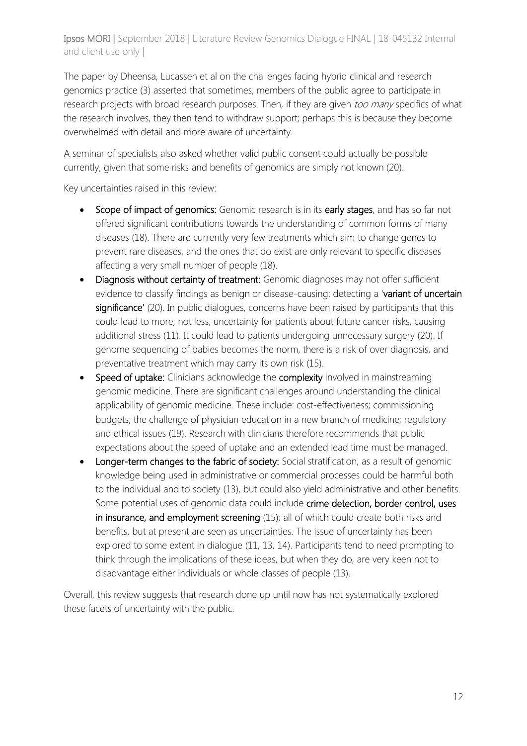The paper by Dheensa, Lucassen et al on the challenges facing hybrid clinical and research genomics practice (3) asserted that sometimes, members of the public agree to participate in research projects with broad research purposes. Then, if they are given *too many* specifics of what the research involves, they then tend to withdraw support; perhaps this is because they become overwhelmed with detail and more aware of uncertainty.

A seminar of specialists also asked whether valid public consent could actually be possible currently, given that some risks and benefits of genomics are simply not known (20).

Key uncertainties raised in this review:

- **Scope of impact of genomics:** Genomic research is in its **early stages**, and has so far not offered significant contributions towards the understanding of common forms of many diseases (18). There are currently very few treatments which aim to change genes to prevent rare diseases, and the ones that do exist are only relevant to specific diseases affecting a very small number of people (18).
- **Diagnosis without certainty of treatment:** Genomic diagnoses may not offer sufficient evidence to classify findings as benign or disease-causing: detecting a '**variant of uncertain significance'** (20). In public dialogues, concerns have been raised by participants that this could lead to more, not less, uncertainty for patients about future cancer risks, causing additional stress (11). It could lead to patients undergoing unnecessary surgery (20). If genome sequencing of babies becomes the norm, there is a risk of over diagnosis, and preventative treatment which may carry its own risk (15).
- **Speed of uptake:** Clinicians acknowledge the **complexity** involved in mainstreaming genomic medicine. There are significant challenges around understanding the clinical applicability of genomic medicine. These include: cost-effectiveness; commissioning budgets; the challenge of physician education in a new branch of medicine; regulatory and ethical issues (19). Research with clinicians therefore recommends that public expectations about the speed of uptake and an extended lead time must be managed.
- **Longer-term changes to the fabric of society:** Social stratification, as a result of genomic knowledge being used in administrative or commercial processes could be harmful both to the individual and to society (13), but could also yield administrative and other benefits. Some potential uses of genomic data could include **crime detection, border control, uses in insurance, and employment screening** (15); all of which could create both risks and benefits, but at present are seen as uncertainties. The issue of uncertainty has been explored to some extent in dialogue (11, 13, 14). Participants tend to need prompting to think through the implications of these ideas, but when they do, are very keen not to disadvantage either individuals or whole classes of people (13).

Overall, this review suggests that research done up until now has not systematically explored these facets of uncertainty with the public.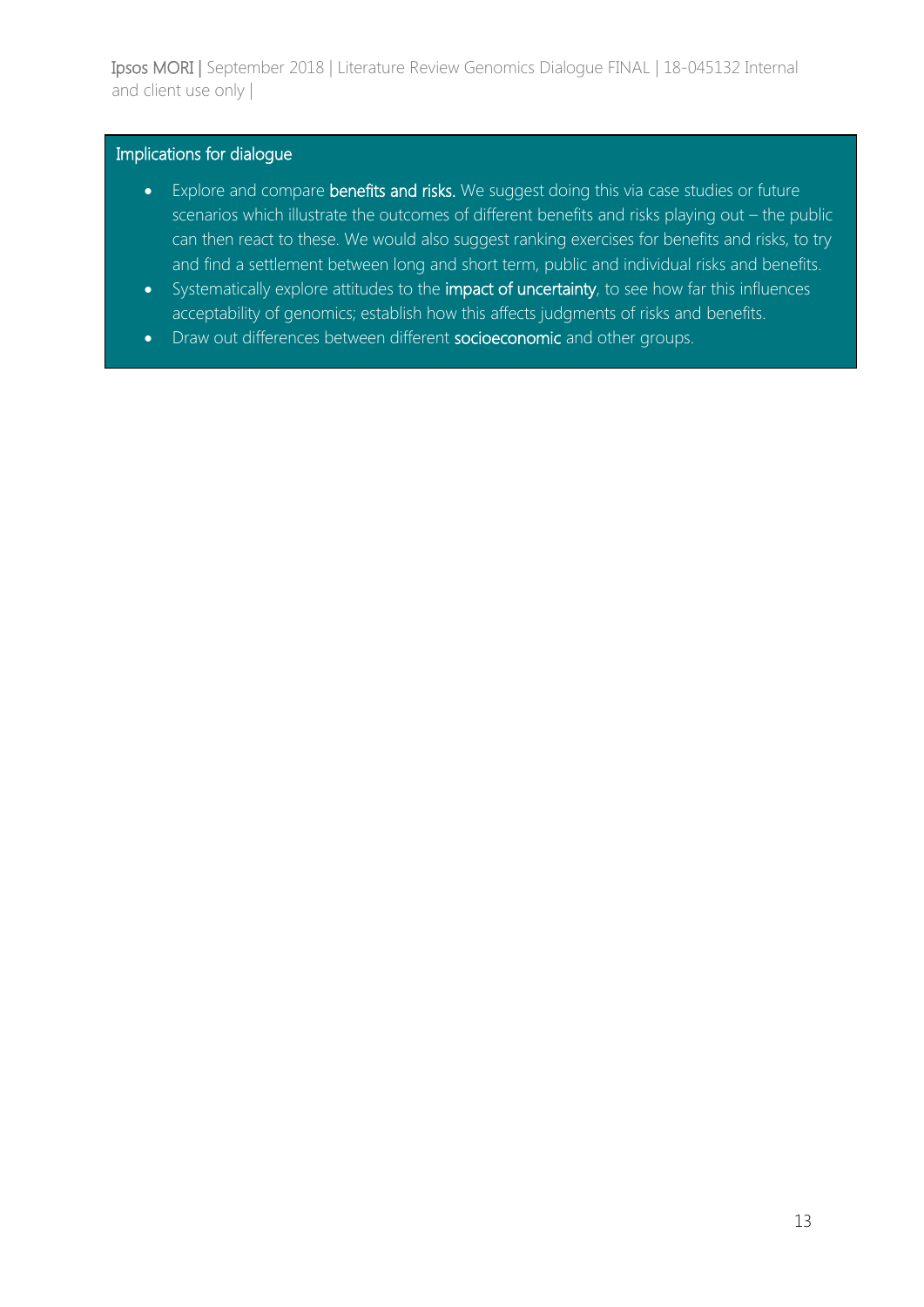### Implications for dialogue

- Explore and compare **benefits and risks.** We suggest doing this via case studies or future scenarios which illustrate the outcomes of different benefits and risks playing out – the public can then react to these. We would also suggest ranking exercises for benefits and risks, to try and find a settlement between long and short term, public and individual risks and benefits.
- Systematically explore attitudes to the **impact of uncertainty**, to see how far this influences acceptability of genomics; establish how this affects judgments of risks and benefits.
- Draw out differences between different **socioeconomic** and other groups.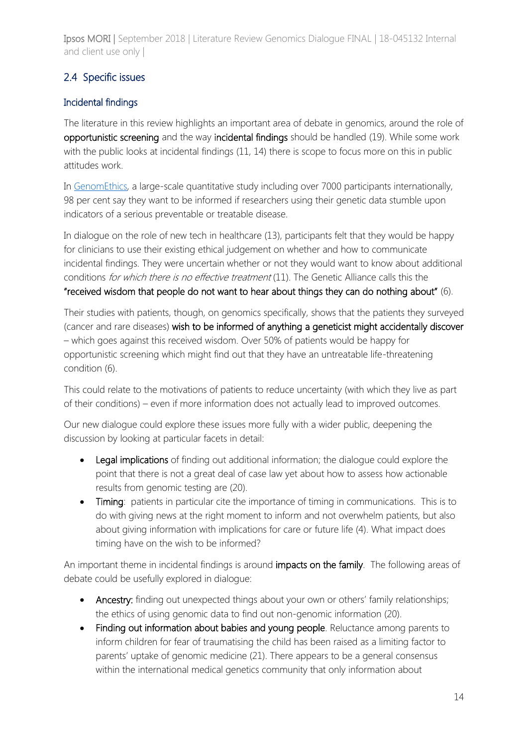## 2.4 Specific issues

### Incidental findings

The literature in this review highlights an important area of debate in genomics, around the role of **opportunistic screening** and the way **incidental findings** should be handled (19). While some work with the public looks at incidental findings (11, 14) there is scope to focus more on this in public attitudes work.

In GenomEthics, a large-scale quantitative study including over 7000 participants internationally, 98 per cent say they want to be informed if researchers using their genetic data stumble upon indicators of a serious preventable or treatable disease.

In dialogue on the role of new tech in healthcare (13), participants felt that they would be happy for clinicians to use their existing ethical judgement on whether and how to communicate incidental findings. They were uncertain whether or not they would want to know about additional conditions *for which there is no effective treatment* (11). The Genetic Alliance calls this the **"received wisdom that people do not want to hear about things they can do nothing about"** (6).

Their studies with patients, though, on genomics specifically, shows that the patients they surveyed (cancer and rare diseases) **wish to be informed of anything a geneticist might accidentally discover** – which goes against this received wisdom. Over 50% of patients would be happy for opportunistic screening which might find out that they have an untreatable life-threatening condition (6).

This could relate to the motivations of patients to reduce uncertainty (with which they live as part of their conditions) – even if more information does not actually lead to improved outcomes.

Our new dialogue could explore these issues more fully with a wider public, deepening the discussion by looking at particular facets in detail:

- **Legal implications** of finding out additional information; the dialogue could explore the point that there is not a great deal of case law yet about how to assess how actionable results from genomic testing are (20).
- **Timing**: patients in particular cite the importance of timing in communications. This is to do with giving news at the right moment to inform and not overwhelm patients, but also about giving information with implications for care or future life (4). What impact does timing have on the wish to be informed?

An important theme in incidental findings is around **impacts on the family**. The following areas of debate could be usefully explored in dialogue:

- **Ancestry:** finding out unexpected things about your own or others' family relationships; the ethics of using genomic data to find out non-genomic information (20).
- **Finding out information about babies and young people**. Reluctance among parents to inform children for fear of traumatising the child has been raised as a limiting factor to parents' uptake of genomic medicine (21). There appears to be a general consensus within the international medical genetics community that only information about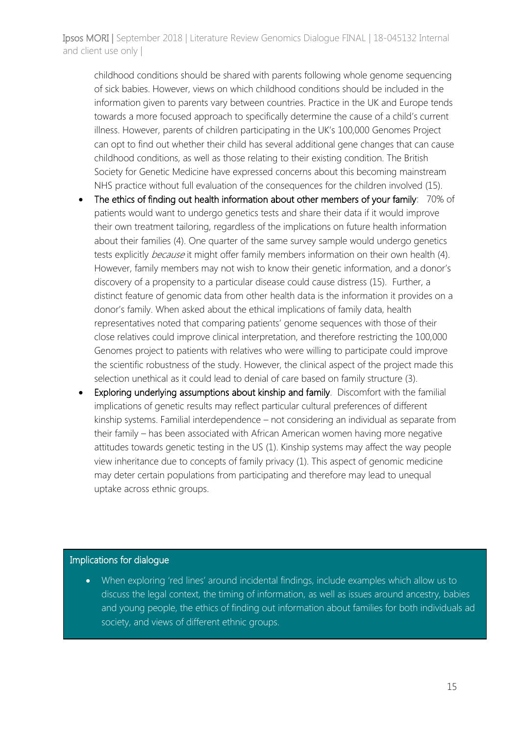childhood conditions should be shared with parents following whole genome sequencing of sick babies. However, views on which childhood conditions should be included in the information given to parents vary between countries. Practice in the UK and Europe tends towards a more focused approach to specifically determine the cause of a child's current illness. However, parents of children participating in the UK's 100,000 Genomes Project can opt to find out whether their child has several additional gene changes that can cause childhood conditions, as well as those relating to their existing condition. The British Society for Genetic Medicine have expressed concerns about this becoming mainstream NHS practice without full evaluation of the consequences for the children involved (15).

- The ethics of finding out health information about other members of your family: 70% of patients would want to undergo genetics tests and share their data if it would improve their own treatment tailoring, regardless of the implications on future health information about their families (4). One quarter of the same survey sample would undergo genetics tests explicitly *because* it might offer family members information on their own health (4). However, family members may not wish to know their genetic information, and a donor's discovery of a propensity to a particular disease could cause distress (15). Further, a distinct feature of genomic data from other health data is the information it provides on a donor's family. When asked about the ethical implications of family data, health representatives noted that comparing patients' genome sequences with those of their close relatives could improve clinical interpretation, and therefore restricting the 100,000 Genomes project to patients with relatives who were willing to participate could improve the scientific robustness of the study. However, the clinical aspect of the project made this selection unethical as it could lead to denial of care based on family structure (3).
- Exploring underlying assumptions about kinship and family. Discomfort with the familial implications of genetic results may reflect particular cultural preferences of different kinship systems. Familial interdependence – not considering an individual as separate from their family – has been associated with African American women having more negative attitudes towards genetic testing in the US (1). Kinship systems may affect the way people view inheritance due to concepts of family privacy (1). This aspect of genomic medicine may deter certain populations from participating and therefore may lead to unequal uptake across ethnic groups.

**Implications for dialogue**

- When exploring 'red lines' around incidental findings, include examples which allow us to discuss the legal context, the timing of information, as well as issues around ancestry, babies and young people, the ethics of finding out information about families for both individuals ad society, and views of different ethnic groups.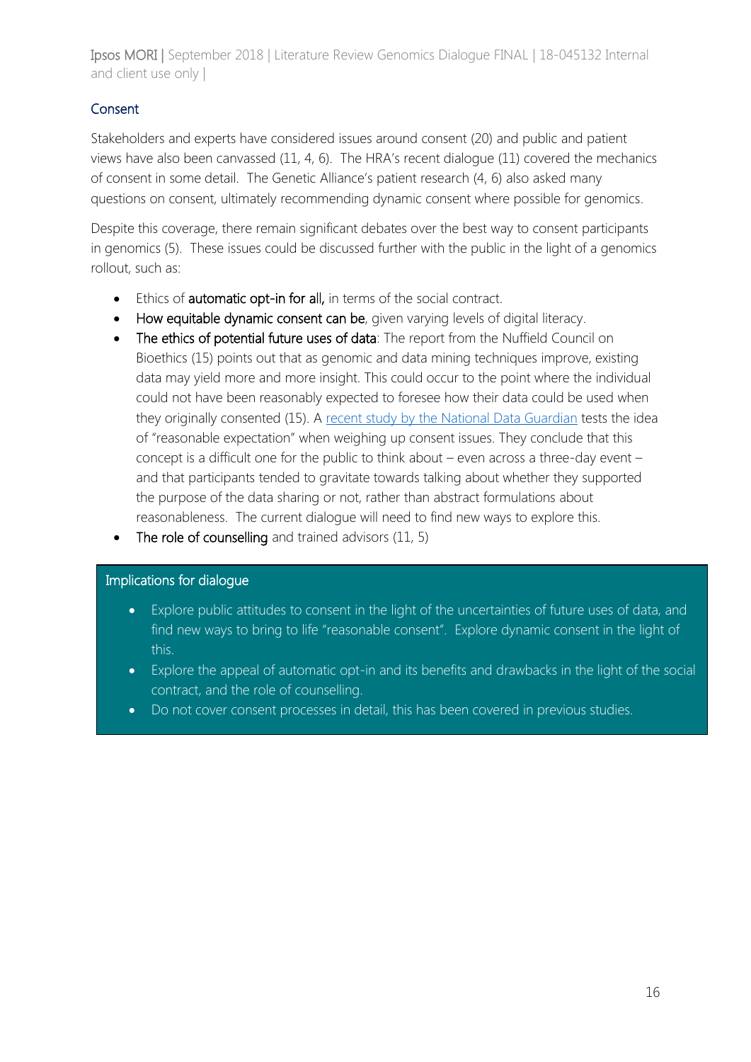## Consent

Stakeholders and experts have considered issues around consent (20) and public and patient views have also been canvassed (11, 4, 6). The HRA's recent dialogue (11) covered the mechanics of consent in some detail. The Genetic Alliance's patient research (4, 6) also asked many questions on consent, ultimately recommending dynamic consent where possible for genomics.

Despite this coverage, there remain significant debates over the best way to consent participants in genomics (5). These issues could be discussed further with the public in the light of a genomics rollout, such as:

- Ethics of **automatic opt-in for all,** in terms of the social contract.
- **How equitable dynamic consent can be**, given varying levels of digital literacy.
- **The ethics of potential future uses of data**: The report from the Nuffield Council on Bioethics (15) points out that as genomic and data mining techniques improve, existing data may yield more and more insight. This could occur to the point where the individual could not have been reasonably expected to foresee how their data could be used when they originally consented (15). A recent study by the National Data Guardian tests the idea of "reasonable expectation" when weighing up consent issues. They conclude that this concept is a difficult one for the public to think about – even across a three-day event – and that participants tended to gravitate towards talking about whether they supported the purpose of the data sharing or not, rather than abstract formulations about reasonableness. The current dialogue will need to find new ways to explore this.
- **The role of counselling** and trained advisors (11, 5)

### Implications for dialogue

- Explore public attitudes to consent in the light of the uncertainties of future uses of data, and find new ways to bring to life "reasonable consent". Explore dynamic consent in the light of this.
- Explore the appeal of automatic opt-in and its benefits and drawbacks in the light of the social contract, and the role of counselling.
- Do not cover consent processes in detail, this has been covered in previous studies.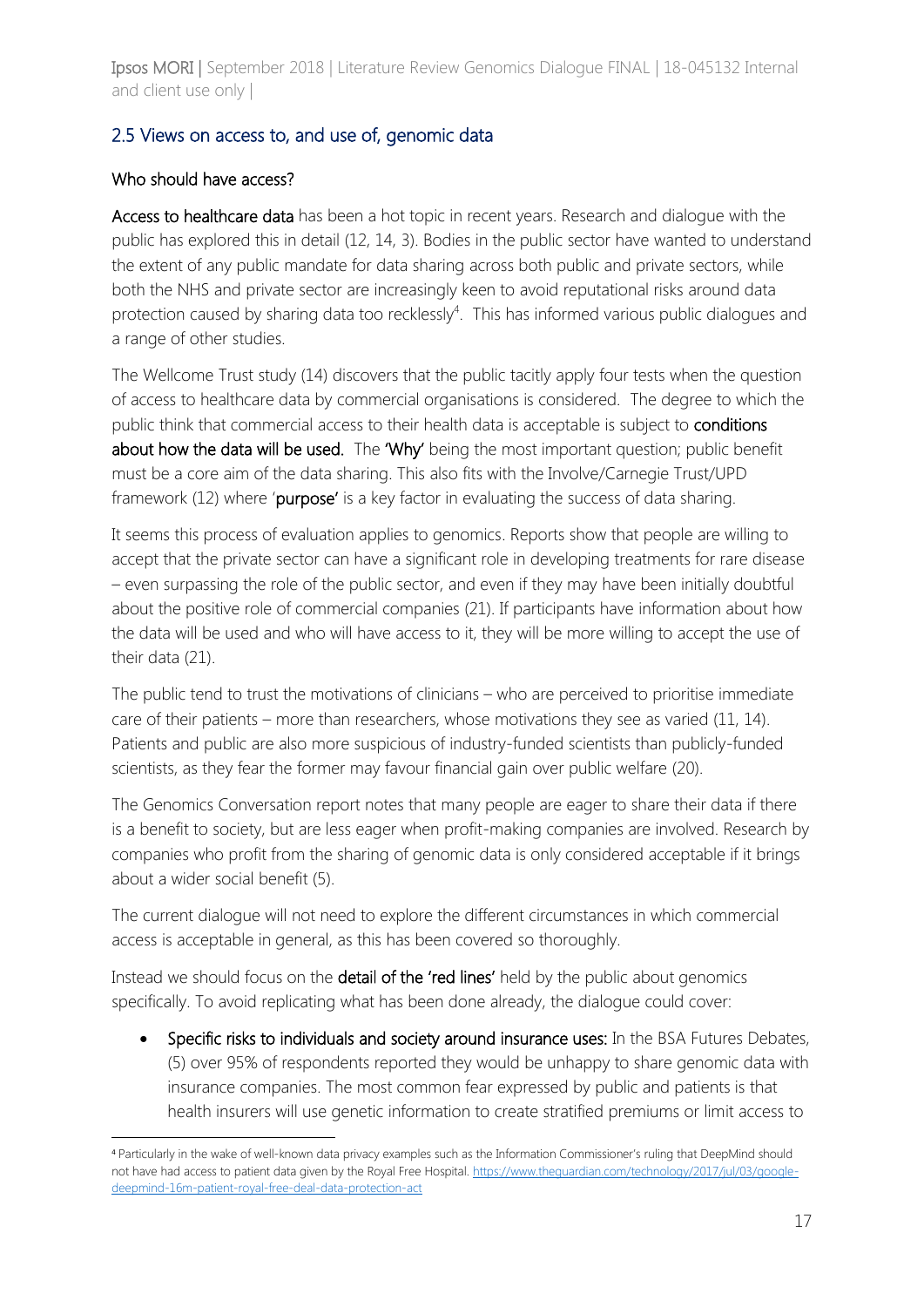## 2.5 Views on access to, and use of, genomic data

### Who should have access?

**Access to healthcare data** has been a hot topic in recent years. Research and dialogue with the public has explored this in detail (12, 14, 3). Bodies in the public sector have wanted to understand the extent of any public mandate for data sharing across both public and private sectors, while both the NHS and private sector are increasingly keen to avoid reputational risks around data protection caused by sharing data too recklessly[4]. This has informed various public dialogues and a range of other studies.

The Wellcome Trust study (14) discovers that the public tacitly apply four tests when the question of access to healthcare data by commercial organisations is considered. The degree to which the public think that commercial access to their health data is acceptable is subject to **conditions about how the data will be used.** The **'Why'** being the most important question; public benefit must be a core aim of the data sharing. This also fits with the Involve/Carnegie Trust/UPD framework (12) where '**purpose**' is a key factor in evaluating the success of data sharing.

It seems this process of evaluation applies to genomics. Reports show that people are willing to accept that the private sector can have a significant role in developing treatments for rare disease – even surpassing the role of the public sector, and even if they may have been initially doubtful about the positive role of commercial companies (21). If participants have information about how the data will be used and who will have access to it, they will be more willing to accept the use of their data (21).

The public tend to trust the motivations of clinicians – who are perceived to prioritise immediate care of their patients – more than researchers, whose motivations they see as varied (11, 14). Patients and public are also more suspicious of industry-funded scientists than publicly-funded scientists, as they fear the former may favour financial gain over public welfare (20).

The Genomics Conversation report notes that many people are eager to share their data if there is a benefit to society, but are less eager when profit-making companies are involved. Research by companies who profit from the sharing of genomic data is only considered acceptable if it brings about a wider social benefit (5).

The current dialogue will not need to explore the different circumstances in which commercial access is acceptable in general, as this has been covered so thoroughly.

Instead we should focus on the **detail of the 'red lines'** held by the public about genomics specifically. To avoid replicating what has been done already, the dialogue could cover:

- **Specific risks to individuals and society around insurance uses:** In the BSA Futures Debates, (5) over 95% of respondents reported they would be unhappy to share genomic data with insurance companies. The most common fear expressed by public and patients is that health insurers will use genetic information to create stratified premiums or limit access to

[4] Particularly in the wake of well-known data privacy examples such as the Information Commissioner's ruling that DeepMind should not have had access to patient data given by the Royal Free Hospital. https://www.theguardian.com/technology/2017/jul/03/google-deepmind-16m-patient-royal-free-deal-data-protection-act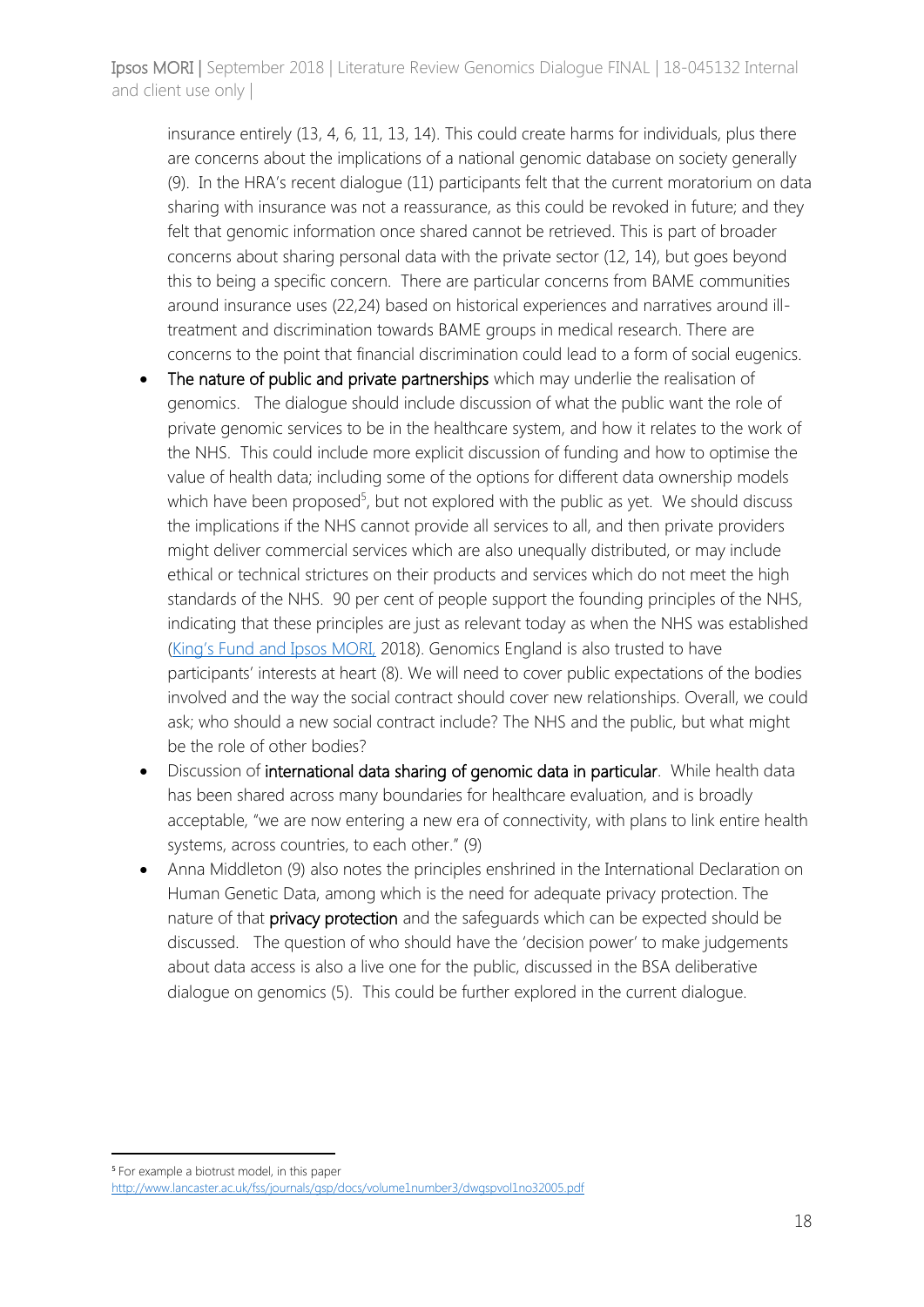insurance entirely (13, 4, 6, 11, 13, 14). This could create harms for individuals, plus there are concerns about the implications of a national genomic database on society generally (9). In the HRA's recent dialogue (11) participants felt that the current moratorium on data sharing with insurance was not a reassurance, as this could be revoked in future; and they felt that genomic information once shared cannot be retrieved. This is part of broader concerns about sharing personal data with the private sector (12, 14), but goes beyond this to being a specific concern. There are particular concerns from BAME communities around insurance uses (22,24) based on historical experiences and narratives around ill-treatment and discrimination towards BAME groups in medical research. There are concerns to the point that financial discrimination could lead to a form of social eugenics.

- **The nature of public and private partnerships** which may underlie the realisation of genomics. The dialogue should include discussion of what the public want the role of private genomic services to be in the healthcare system, and how it relates to the work of the NHS. This could include more explicit discussion of funding and how to optimise the value of health data; including some of the options for different data ownership models which have been proposed[5], but not explored with the public as yet. We should discuss the implications if the NHS cannot provide all services to all, and then private providers might deliver commercial services which are also unequally distributed, or may include ethical or technical strictures on their products and services which do not meet the high standards of the NHS. 90 per cent of people support the founding principles of the NHS, indicating that these principles are just as relevant today as when the NHS was established (King's Fund and Ipsos MORI, 2018). Genomics England is also trusted to have participants' interests at heart (8). We will need to cover public expectations of the bodies involved and the way the social contract should cover new relationships. Overall, we could ask; who should a new social contract include? The NHS and the public, but what might be the role of other bodies?
- Discussion of **international data sharing of genomic data in particular**. While health data has been shared across many boundaries for healthcare evaluation, and is broadly acceptable, "we are now entering a new era of connectivity, with plans to link entire health systems, across countries, to each other." (9)
- Anna Middleton (9) also notes the principles enshrined in the International Declaration on Human Genetic Data, among which is the need for adequate privacy protection. The nature of that **privacy protection** and the safeguards which can be expected should be discussed. The question of who should have the 'decision power' to make judgements about data access is also a live one for the public, discussed in the BSA deliberative dialogue on genomics (5). This could be further explored in the current dialogue.

[5] For example a biotrust model, in this paper http://www.lancaster.ac.uk/fss/journals/gsp/docs/volume1number3/dwgspvol1no32005.pdf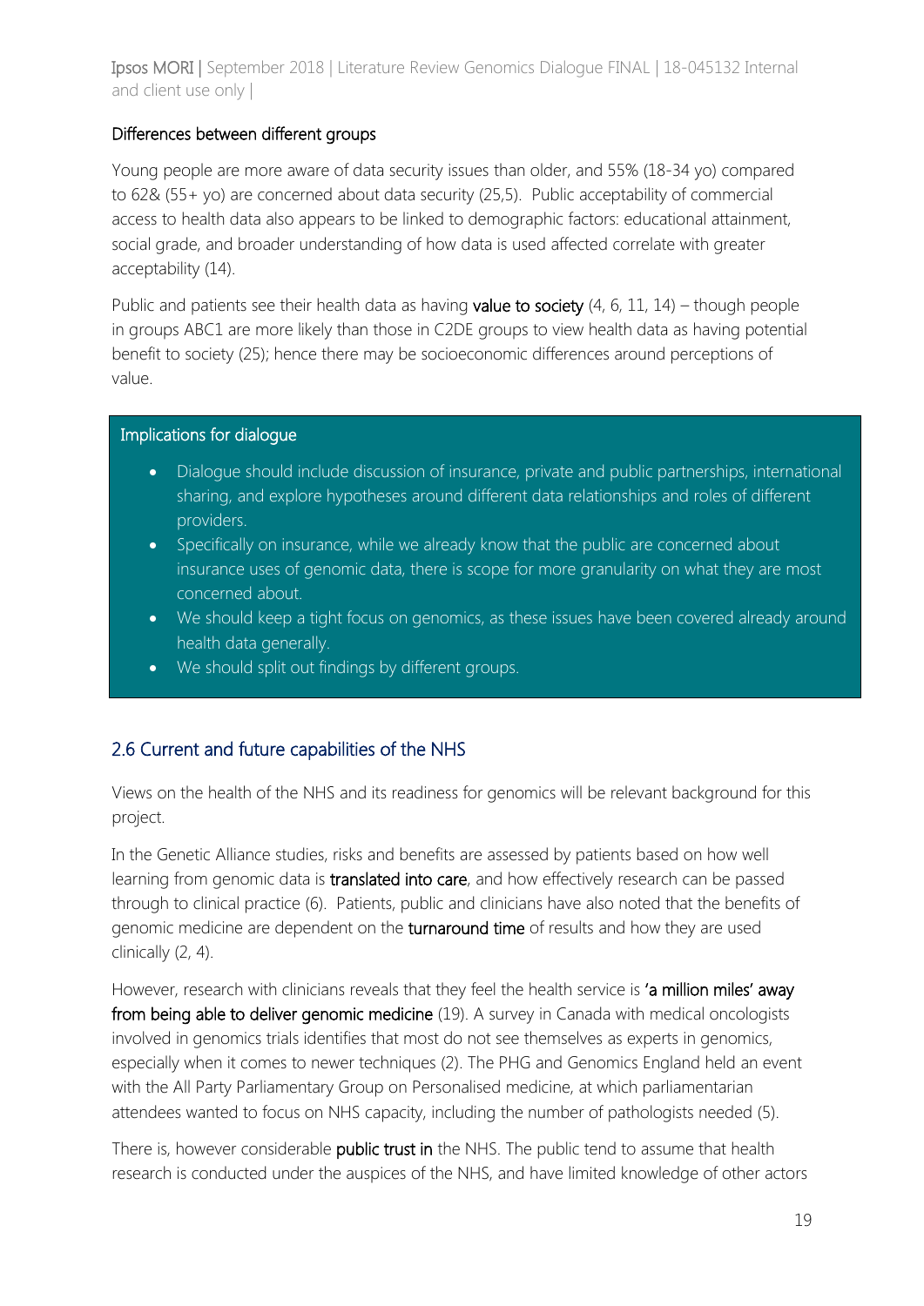### Differences between different groups

Young people are more aware of data security issues than older, and 55% (18-34 yo) compared to 62& (55+ yo) are concerned about data security (25,5). Public acceptability of commercial access to health data also appears to be linked to demographic factors: educational attainment, social grade, and broader understanding of how data is used affected correlate with greater acceptability (14).

Public and patients see their health data as having value to society (4, 6, 11, 14) – though people in groups ABC1 are more likely than those in C2DE groups to view health data as having potential benefit to society (25); hence there may be socioeconomic differences around perceptions of value.

> **Implications for dialogue**
>
> - Dialogue should include discussion of insurance, private and public partnerships, international sharing, and explore hypotheses around different data relationships and roles of different providers.
> - Specifically on insurance, while we already know that the public are concerned about insurance uses of genomic data, there is scope for more granularity on what they are most concerned about.
> - We should keep a tight focus on genomics, as these issues have been covered already around health data generally.
> - We should split out findings by different groups.

## 2.6 Current and future capabilities of the NHS

Views on the health of the NHS and its readiness for genomics will be relevant background for this project.

In the Genetic Alliance studies, risks and benefits are assessed by patients based on how well learning from genomic data is translated into care, and how effectively research can be passed through to clinical practice (6). Patients, public and clinicians have also noted that the benefits of genomic medicine are dependent on the turnaround time of results and how they are used clinically (2, 4).

However, research with clinicians reveals that they feel the health service is 'a million miles' away from being able to deliver genomic medicine (19). A survey in Canada with medical oncologists involved in genomics trials identifies that most do not see themselves as experts in genomics, especially when it comes to newer techniques (2). The PHG and Genomics England held an event with the All Party Parliamentary Group on Personalised medicine, at which parliamentarian attendees wanted to focus on NHS capacity, including the number of pathologists needed (5).

There is, however considerable public trust in the NHS. The public tend to assume that health research is conducted under the auspices of the NHS, and have limited knowledge of other actors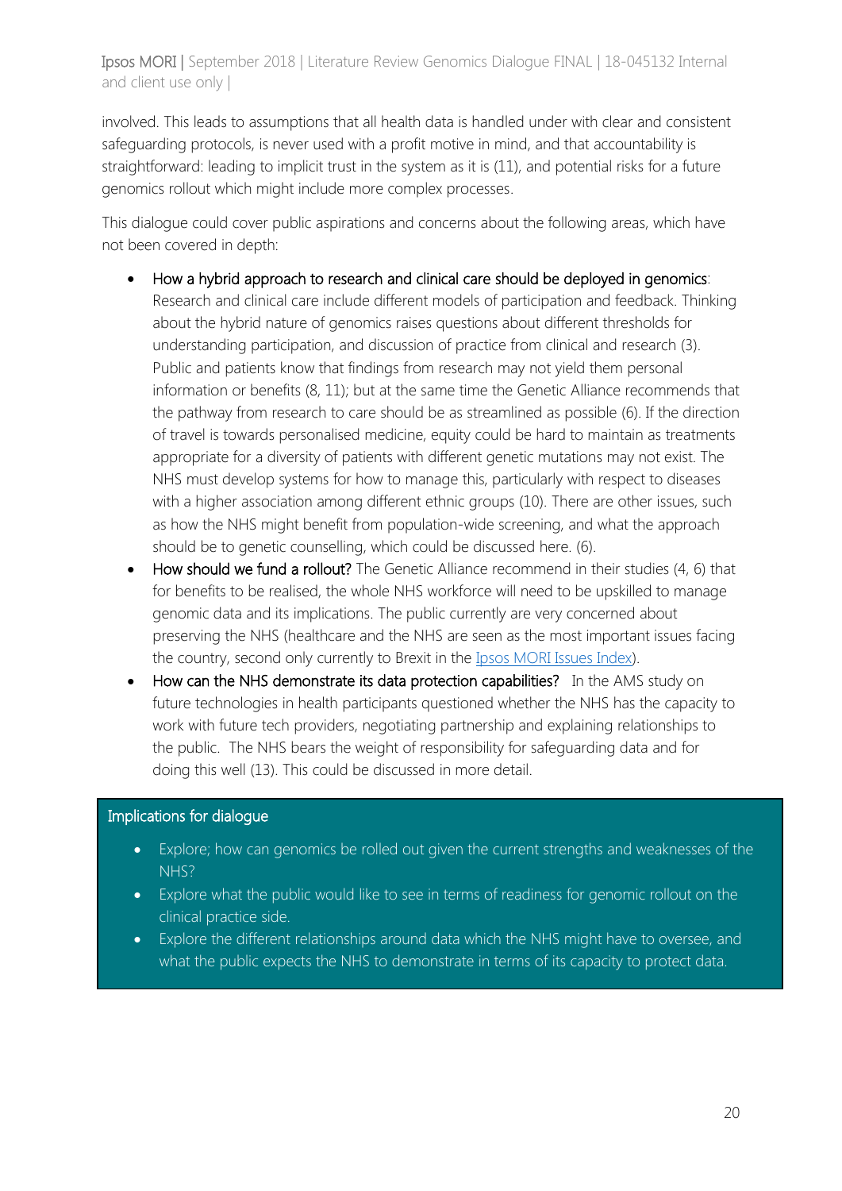involved. This leads to assumptions that all health data is handled under with clear and consistent safeguarding protocols, is never used with a profit motive in mind, and that accountability is straightforward: leading to implicit trust in the system as it is (11), and potential risks for a future genomics rollout which might include more complex processes.

This dialogue could cover public aspirations and concerns about the following areas, which have not been covered in depth:

- How a hybrid approach to research and clinical care should be deployed in genomics: Research and clinical care include different models of participation and feedback. Thinking about the hybrid nature of genomics raises questions about different thresholds for understanding participation, and discussion of practice from clinical and research (3). Public and patients know that findings from research may not yield them personal information or benefits (8, 11); but at the same time the Genetic Alliance recommends that the pathway from research to care should be as streamlined as possible (6). If the direction of travel is towards personalised medicine, equity could be hard to maintain as treatments appropriate for a diversity of patients with different genetic mutations may not exist. The NHS must develop systems for how to manage this, particularly with respect to diseases with a higher association among different ethnic groups (10). There are other issues, such as how the NHS might benefit from population-wide screening, and what the approach should be to genetic counselling, which could be discussed here. (6).
- How should we fund a rollout? The Genetic Alliance recommend in their studies (4, 6) that for benefits to be realised, the whole NHS workforce will need to be upskilled to manage genomic data and its implications. The public currently are very concerned about preserving the NHS (healthcare and the NHS are seen as the most important issues facing the country, second only currently to Brexit in the [Ipsos MORI Issues Index]).
- How can the NHS demonstrate its data protection capabilities? In the AMS study on future technologies in health participants questioned whether the NHS has the capacity to work with future tech providers, negotiating partnership and explaining relationships to the public. The NHS bears the weight of responsibility for safeguarding data and for doing this well (13). This could be discussed in more detail.

**Implications for dialogue**

- Explore; how can genomics be rolled out given the current strengths and weaknesses of the NHS?
- Explore what the public would like to see in terms of readiness for genomic rollout on the clinical practice side.
- Explore the different relationships around data which the NHS might have to oversee, and what the public expects the NHS to demonstrate in terms of its capacity to protect data.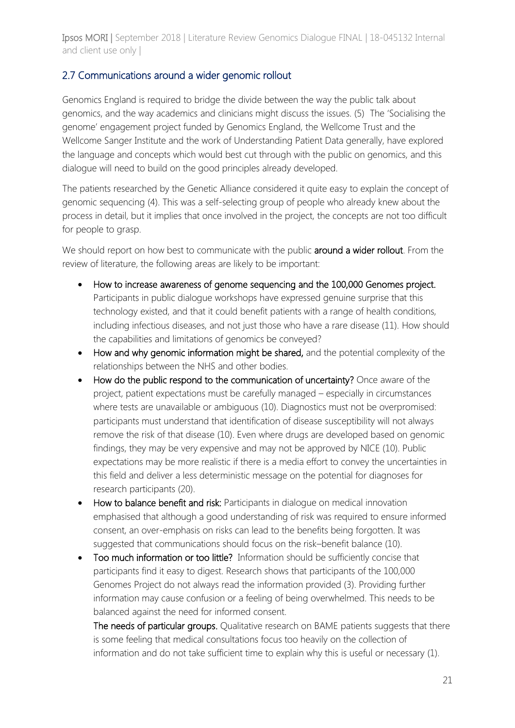## 2.7 Communications around a wider genomic rollout

Genomics England is required to bridge the divide between the way the public talk about genomics, and the way academics and clinicians might discuss the issues. (5) The 'Socialising the genome' engagement project funded by Genomics England, the Wellcome Trust and the Wellcome Sanger Institute and the work of Understanding Patient Data generally, have explored the language and concepts which would best cut through with the public on genomics, and this dialogue will need to build on the good principles already developed.

The patients researched by the Genetic Alliance considered it quite easy to explain the concept of genomic sequencing (4). This was a self-selecting group of people who already knew about the process in detail, but it implies that once involved in the project, the concepts are not too difficult for people to grasp.

We should report on how best to communicate with the public **around a wider rollout**. From the review of literature, the following areas are likely to be important:

- **How to increase awareness of genome sequencing and the 100,000 Genomes project.** Participants in public dialogue workshops have expressed genuine surprise that this technology existed, and that it could benefit patients with a range of health conditions, including infectious diseases, and not just those who have a rare disease (11). How should the capabilities and limitations of genomics be conveyed?
- **How and why genomic information might be shared,** and the potential complexity of the relationships between the NHS and other bodies.
- **How do the public respond to the communication of uncertainty?** Once aware of the project, patient expectations must be carefully managed – especially in circumstances where tests are unavailable or ambiguous (10). Diagnostics must not be overpromised: participants must understand that identification of disease susceptibility will not always remove the risk of that disease (10). Even where drugs are developed based on genomic findings, they may be very expensive and may not be approved by NICE (10). Public expectations may be more realistic if there is a media effort to convey the uncertainties in this field and deliver a less deterministic message on the potential for diagnoses for research participants (20).
- **How to balance benefit and risk:** Participants in dialogue on medical innovation emphasised that although a good understanding of risk was required to ensure informed consent, an over-emphasis on risks can lead to the benefits being forgotten. It was suggested that communications should focus on the risk–benefit balance (10).
- **Too much information or too little?** Information should be sufficiently concise that participants find it easy to digest. Research shows that participants of the 100,000 Genomes Project do not always read the information provided (3). Providing further information may cause confusion or a feeling of being overwhelmed. This needs to be balanced against the need for informed consent.

  **The needs of particular groups.** Qualitative research on BAME patients suggests that there is some feeling that medical consultations focus too heavily on the collection of information and do not take sufficient time to explain why this is useful or necessary (1).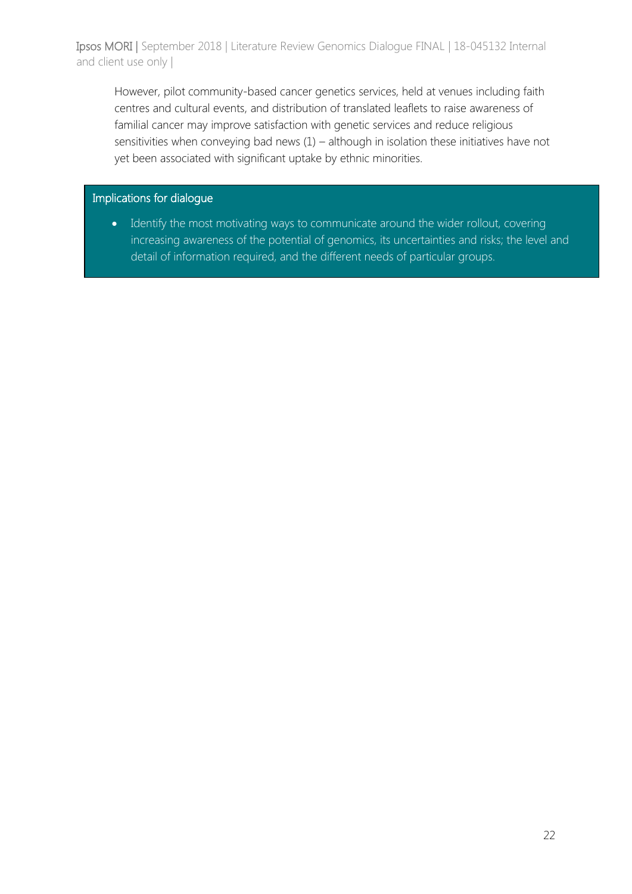However, pilot community-based cancer genetics services, held at venues including faith centres and cultural events, and distribution of translated leaflets to raise awareness of familial cancer may improve satisfaction with genetic services and reduce religious sensitivities when conveying bad news (1) – although in isolation these initiatives have not yet been associated with significant uptake by ethnic minorities.

**Implications for dialogue**

- Identify the most motivating ways to communicate around the wider rollout, covering increasing awareness of the potential of genomics, its uncertainties and risks; the level and detail of information required, and the different needs of particular groups.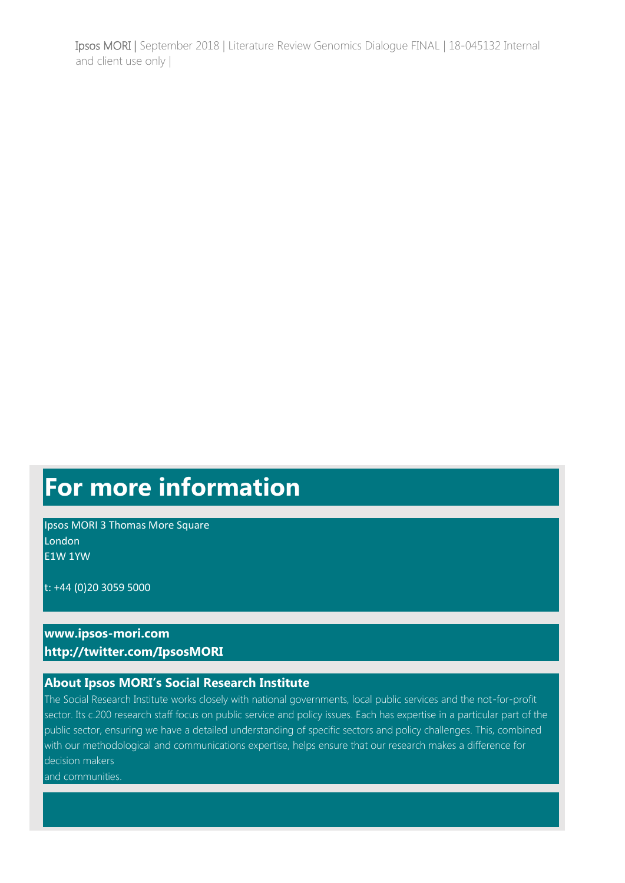# For more information

Ipsos MORI 3 Thomas More Square
London
E1W 1YW

t: +44 (0)20 3059 5000

**www.ipsos-mori.com**
**http://twitter.com/IpsosMORI**

### About Ipsos MORI's Social Research Institute

The Social Research Institute works closely with national governments, local public services and the not-for-profit sector. Its c.200 research staff focus on public service and policy issues. Each has expertise in a particular part of the public sector, ensuring we have a detailed understanding of specific sectors and policy challenges. This, combined with our methodological and communications expertise, helps ensure that our research makes a difference for decision makers
and communities.